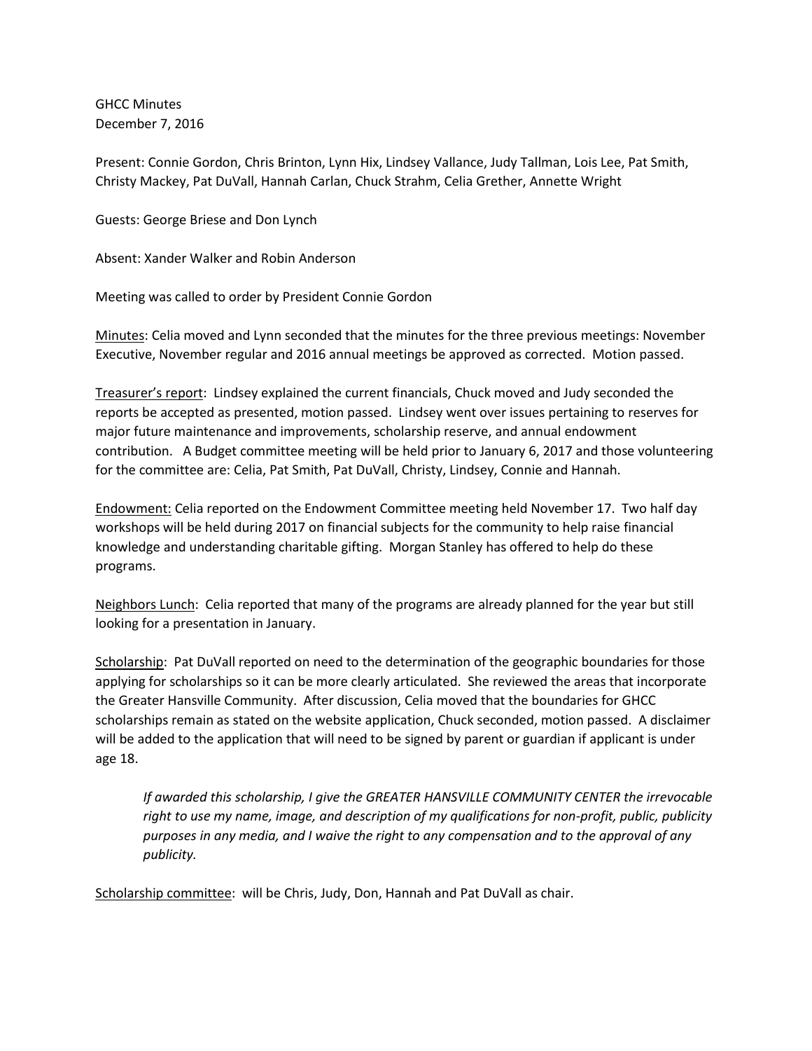GHCC Minutes
December 7, 2016

Present: Connie Gordon, Chris Brinton, Lynn Hix, Lindsey Vallance, Judy Tallman, Lois Lee, Pat Smith, Christy Mackey, Pat DuVall, Hannah Carlan, Chuck Strahm, Celia Grether, Annette Wright

Guests: George Briese and Don Lynch

Absent: Xander Walker and Robin Anderson

Meeting was called to order by President Connie Gordon

Minutes: Celia moved and Lynn seconded that the minutes for the three previous meetings: November Executive, November regular and 2016 annual meetings be approved as corrected. Motion passed.

Treasurer's report: Lindsey explained the current financials, Chuck moved and Judy seconded the reports be accepted as presented, motion passed. Lindsey went over issues pertaining to reserves for major future maintenance and improvements, scholarship reserve, and annual endowment contribution. A Budget committee meeting will be held prior to January 6, 2017 and those volunteering for the committee are: Celia, Pat Smith, Pat DuVall, Christy, Lindsey, Connie and Hannah.

Endowment: Celia reported on the Endowment Committee meeting held November 17. Two half day workshops will be held during 2017 on financial subjects for the community to help raise financial knowledge and understanding charitable gifting. Morgan Stanley has offered to help do these programs.

Neighbors Lunch: Celia reported that many of the programs are already planned for the year but still looking for a presentation in January.

Scholarship: Pat DuVall reported on need to the determination of the geographic boundaries for those applying for scholarships so it can be more clearly articulated. She reviewed the areas that incorporate the Greater Hansville Community. After discussion, Celia moved that the boundaries for GHCC scholarships remain as stated on the website application, Chuck seconded, motion passed. A disclaimer will be added to the application that will need to be signed by parent or guardian if applicant is under age 18.

> *If awarded this scholarship, I give the GREATER HANSVILLE COMMUNITY CENTER the irrevocable right to use my name, image, and description of my qualifications for non-profit, public, publicity purposes in any media, and I waive the right to any compensation and to the approval of any publicity.*

Scholarship committee: will be Chris, Judy, Don, Hannah and Pat DuVall as chair.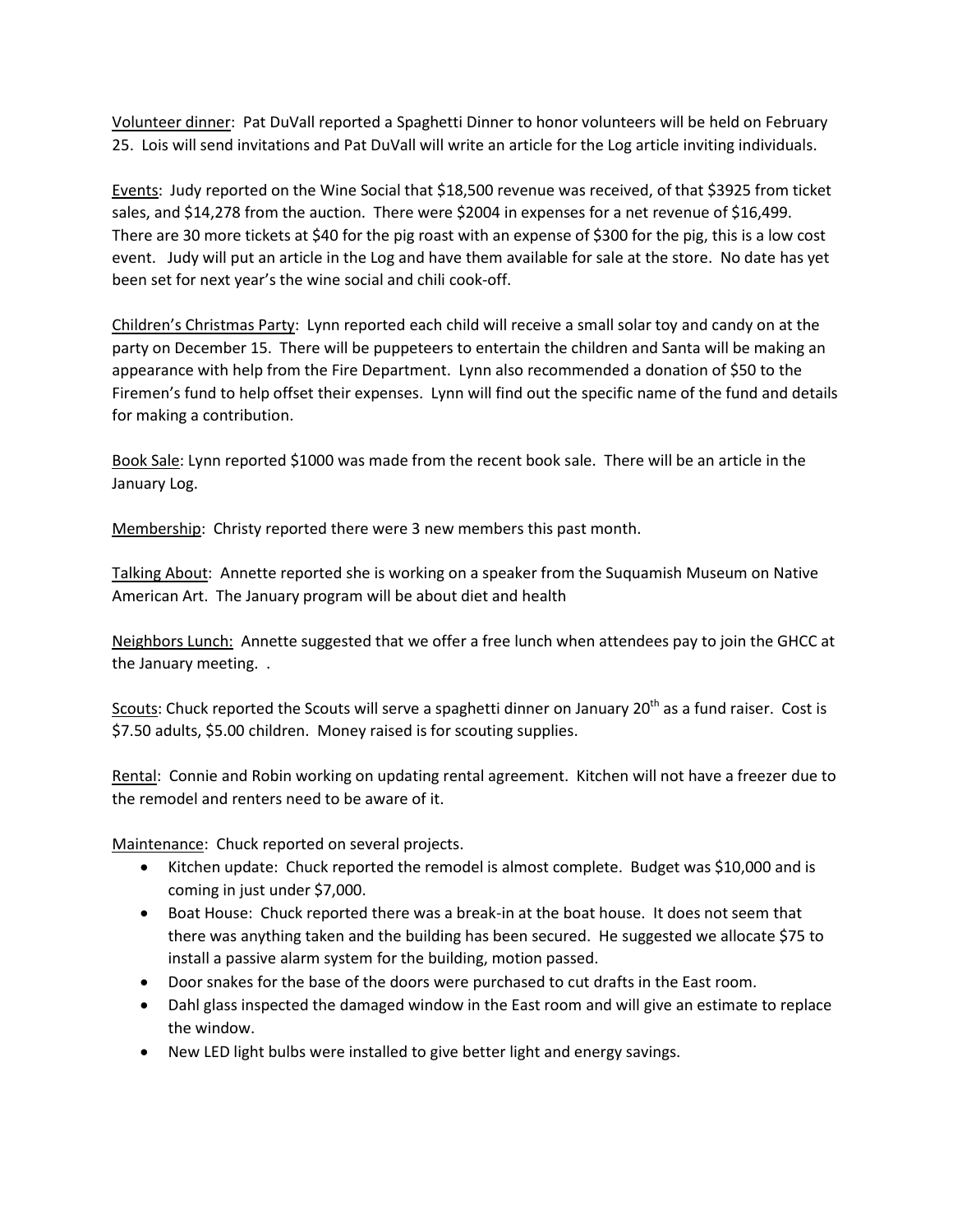Volunteer dinner: Pat DuVall reported a Spaghetti Dinner to honor volunteers will be held on February 25. Lois will send invitations and Pat DuVall will write an article for the Log article inviting individuals.

Events: Judy reported on the Wine Social that $18,500 revenue was received, of that $3925 from ticket sales, and $14,278 from the auction. There were $2004 in expenses for a net revenue of $16,499. There are 30 more tickets at $40 for the pig roast with an expense of $300 for the pig, this is a low cost event. Judy will put an article in the Log and have them available for sale at the store. No date has yet been set for next year's the wine social and chili cook-off.

Children's Christmas Party: Lynn reported each child will receive a small solar toy and candy on at the party on December 15. There will be puppeteers to entertain the children and Santa will be making an appearance with help from the Fire Department. Lynn also recommended a donation of $50 to the Firemen's fund to help offset their expenses. Lynn will find out the specific name of the fund and details for making a contribution.

Book Sale: Lynn reported $1000 was made from the recent book sale. There will be an article in the January Log.

Membership: Christy reported there were 3 new members this past month.

Talking About: Annette reported she is working on a speaker from the Suquamish Museum on Native American Art. The January program will be about diet and health

Neighbors Lunch: Annette suggested that we offer a free lunch when attendees pay to join the GHCC at the January meeting. .

Scouts: Chuck reported the Scouts will serve a spaghetti dinner on January 20th as a fund raiser. Cost is $7.50 adults, $5.00 children. Money raised is for scouting supplies.

Rental: Connie and Robin working on updating rental agreement. Kitchen will not have a freezer due to the remodel and renters need to be aware of it.

Maintenance: Chuck reported on several projects.

- Kitchen update: Chuck reported the remodel is almost complete. Budget was $10,000 and is coming in just under $7,000.
- Boat House: Chuck reported there was a break-in at the boat house. It does not seem that there was anything taken and the building has been secured. He suggested we allocate $75 to install a passive alarm system for the building, motion passed.
- Door snakes for the base of the doors were purchased to cut drafts in the East room.
- Dahl glass inspected the damaged window in the East room and will give an estimate to replace the window.
- New LED light bulbs were installed to give better light and energy savings.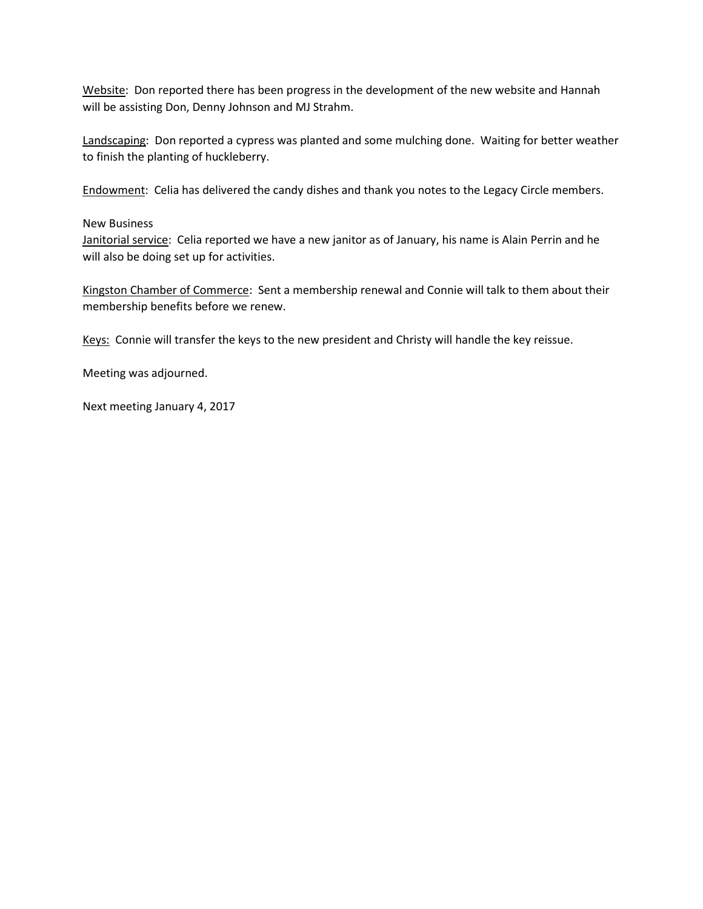<u>Website</u>: Don reported there has been progress in the development of the new website and Hannah will be assisting Don, Denny Johnson and MJ Strahm.

<u>Landscaping</u>: Don reported a cypress was planted and some mulching done. Waiting for better weather to finish the planting of huckleberry.

<u>Endowment</u>: Celia has delivered the candy dishes and thank you notes to the Legacy Circle members.

New Business

<u>Janitorial service</u>: Celia reported we have a new janitor as of January, his name is Alain Perrin and he will also be doing set up for activities.

<u>Kingston Chamber of Commerce</u>: Sent a membership renewal and Connie will talk to them about their membership benefits before we renew.

<u>Keys:</u> Connie will transfer the keys to the new president and Christy will handle the key reissue.

Meeting was adjourned.

Next meeting January 4, 2017